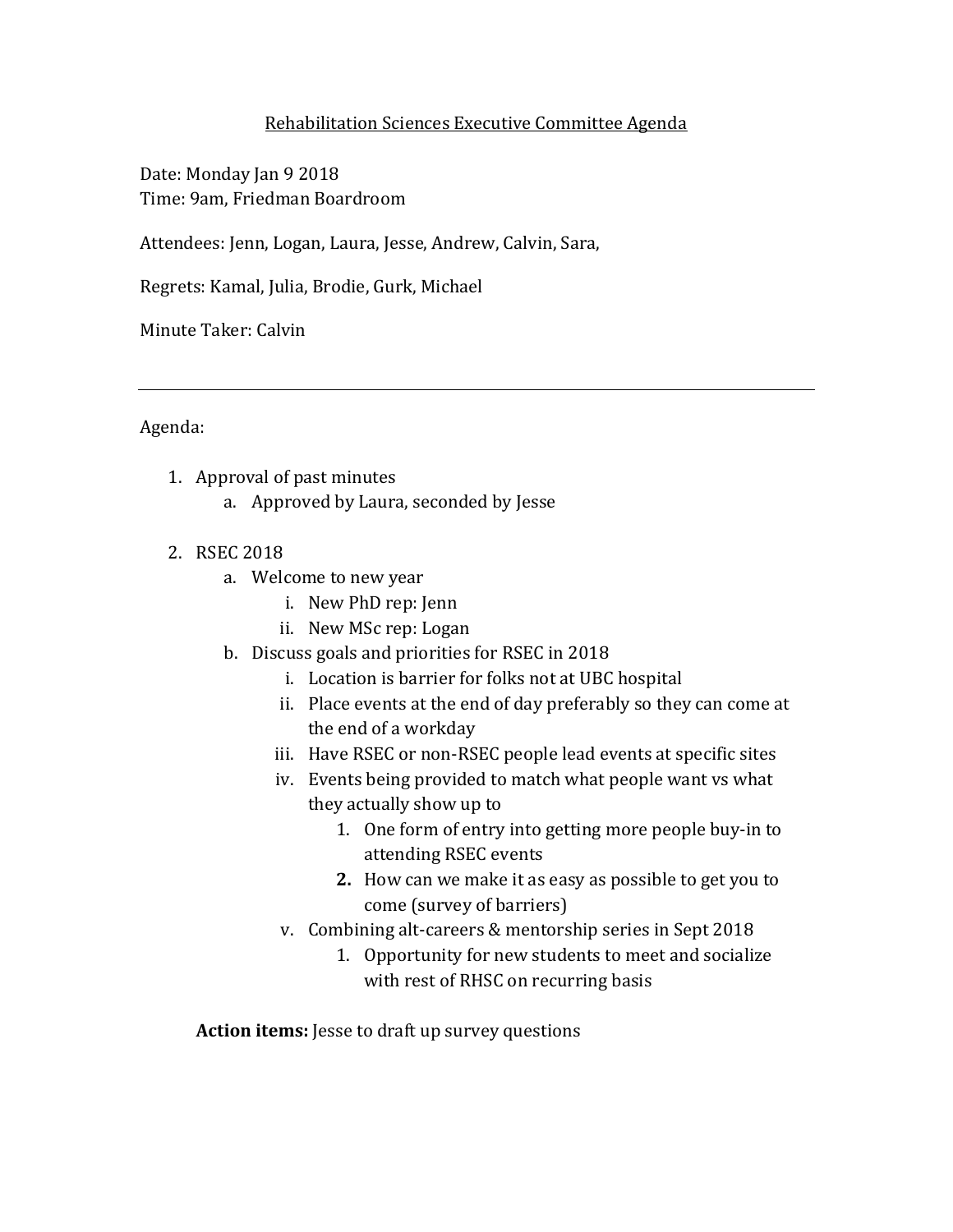# Rehabilitation Sciences Executive Committee Agenda

Date: Monday Jan 9 2018
Time: 9am, Friedman Boardroom

Attendees: Jenn, Logan, Laura, Jesse, Andrew, Calvin, Sara,

Regrets: Kamal, Julia, Brodie, Gurk, Michael

Minute Taker: Calvin

---

Agenda:

1. Approval of past minutes
   a. Approved by Laura, seconded by Jesse

2. RSEC 2018
   a. Welcome to new year
      i. New PhD rep: Jenn
      ii. New MSc rep: Logan
   b. Discuss goals and priorities for RSEC in 2018
      i. Location is barrier for folks not at UBC hospital
      ii. Place events at the end of day preferably so they can come at the end of a workday
      iii. Have RSEC or non-RSEC people lead events at specific sites
      iv. Events being provided to match what people want vs what they actually show up to
         1. One form of entry into getting more people buy-in to attending RSEC events
         **2.** How can we make it as easy as possible to get you to come (survey of barriers)
      v. Combining alt-careers & mentorship series in Sept 2018
         1. Opportunity for new students to meet and socialize with rest of RHSC on recurring basis

**Action items:** Jesse to draft up survey questions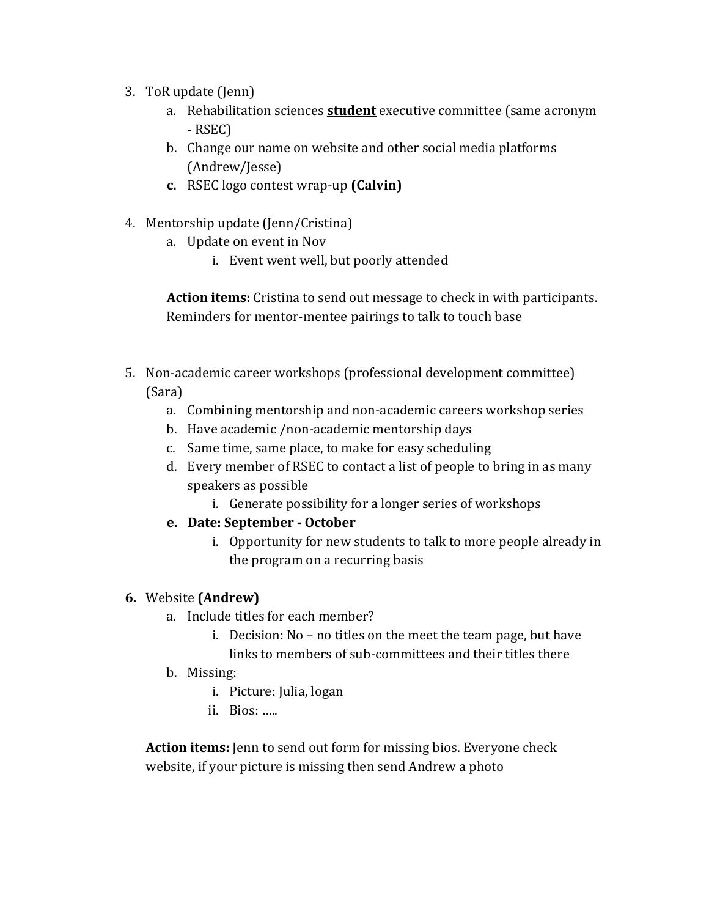3. ToR update (Jenn)
    a. Rehabilitation sciences **student** executive committee (same acronym - RSEC)
    b. Change our name on website and other social media platforms (Andrew/Jesse)
    c. RSEC logo contest wrap-up **(Calvin)**

4. Mentorship update (Jenn/Cristina)
    a. Update on event in Nov
        i. Event went well, but poorly attended

    **Action items:** Cristina to send out message to check in with participants. Reminders for mentor-mentee pairings to talk to touch base

5. Non-academic career workshops (professional development committee) (Sara)
    a. Combining mentorship and non-academic careers workshop series
    b. Have academic /non-academic mentorship days
    c. Same time, same place, to make for easy scheduling
    d. Every member of RSEC to contact a list of people to bring in as many speakers as possible
        i. Generate possibility for a longer series of workshops
    e. **Date: September - October**
        i. Opportunity for new students to talk to more people already in the program on a recurring basis

6. Website **(Andrew)**
    a. Include titles for each member?
        i. Decision: No – no titles on the meet the team page, but have links to members of sub-committees and their titles there
    b. Missing:
        i. Picture: Julia, logan
        ii. Bios: …..

    **Action items:** Jenn to send out form for missing bios. Everyone check website, if your picture is missing then send Andrew a photo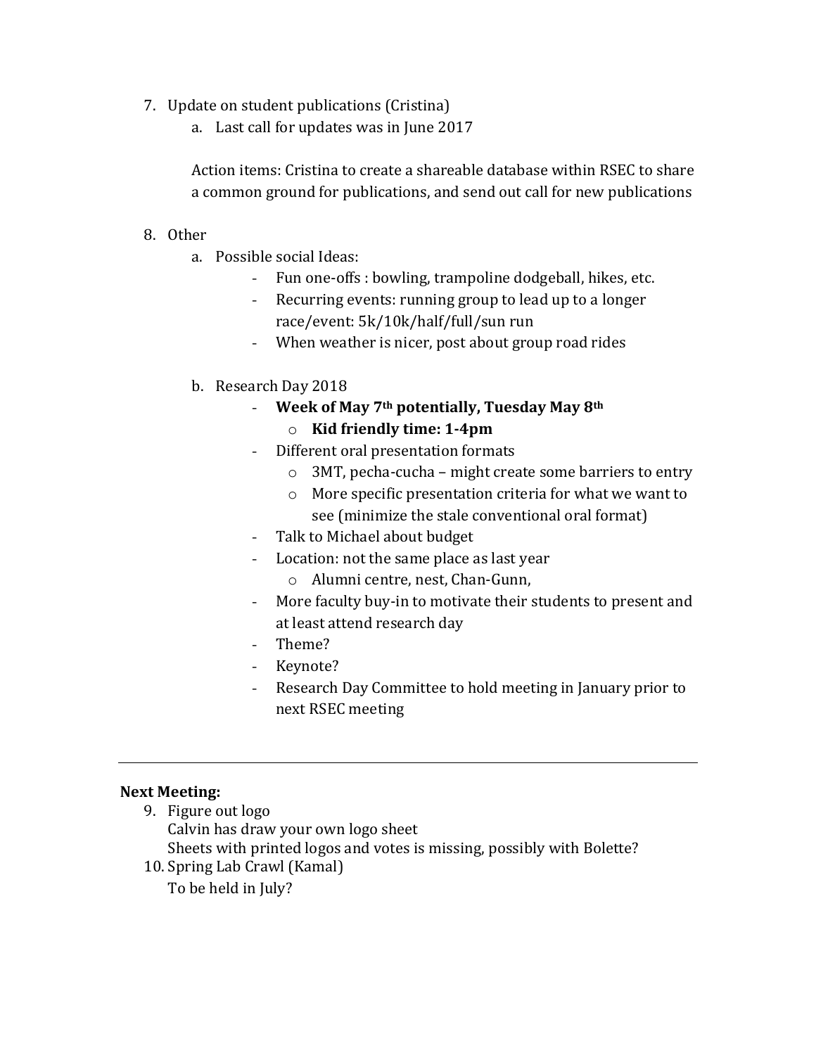7. Update on student publications (Cristina)
    a. Last call for updates was in June 2017

       Action items: Cristina to create a shareable database within RSEC to share a common ground for publications, and send out call for new publications

8. Other
    a. Possible social Ideas:
        - Fun one-offs : bowling, trampoline dodgeball, hikes, etc.
        - Recurring events: running group to lead up to a longer race/event: 5k/10k/half/full/sun run
        - When weather is nicer, post about group road rides

    b. Research Day 2018
        - **Week of May 7th potentially, Tuesday May 8th**
            - **Kid friendly time: 1-4pm**
        - Different oral presentation formats
            - 3MT, pecha-cucha – might create some barriers to entry
            - More specific presentation criteria for what we want to see (minimize the stale conventional oral format)
        - Talk to Michael about budget
        - Location: not the same place as last year
            - Alumni centre, nest, Chan-Gunn,
        - More faculty buy-in to motivate their students to present and at least attend research day
        - Theme?
        - Keynote?
        - Research Day Committee to hold meeting in January prior to next RSEC meeting

---

**Next Meeting:**

9. Figure out logo
   Calvin has draw your own logo sheet
   Sheets with printed logos and votes is missing, possibly with Bolette?
10. Spring Lab Crawl (Kamal)
    To be held in July?